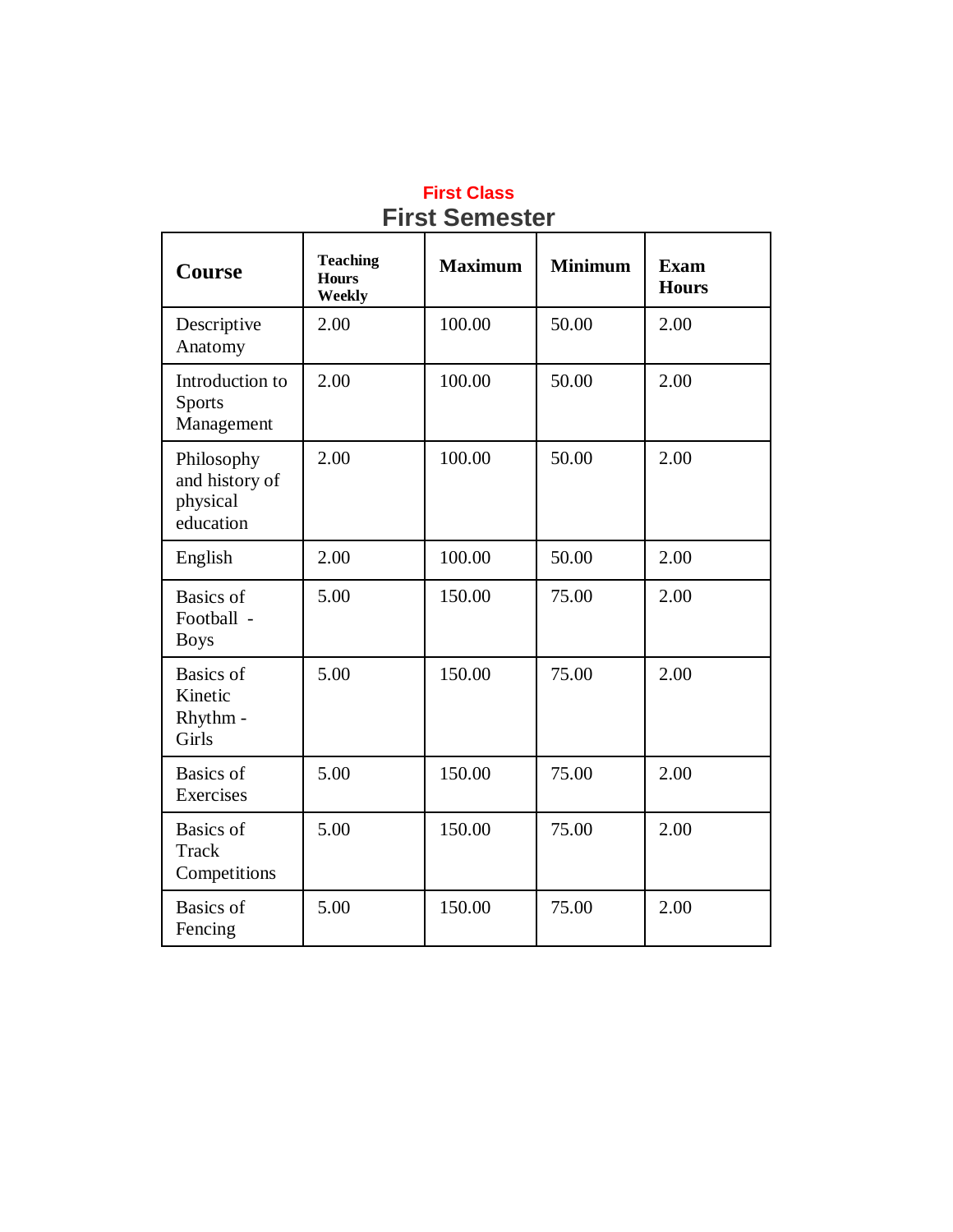## First Class

# First Semester

| Course | Teaching Hours Weekly | Maximum | Minimum | Exam Hours |
|---|---|---|---|---|
| Descriptive Anatomy | 2.00 | 100.00 | 50.00 | 2.00 |
| Introduction to Sports Management | 2.00 | 100.00 | 50.00 | 2.00 |
| Philosophy and history of physical education | 2.00 | 100.00 | 50.00 | 2.00 |
| English | 2.00 | 100.00 | 50.00 | 2.00 |
| Basics of Football - Boys | 5.00 | 150.00 | 75.00 | 2.00 |
| Basics of Kinetic Rhythm - Girls | 5.00 | 150.00 | 75.00 | 2.00 |
| Basics of Exercises | 5.00 | 150.00 | 75.00 | 2.00 |
| Basics of Track Competitions | 5.00 | 150.00 | 75.00 | 2.00 |
| Basics of Fencing | 5.00 | 150.00 | 75.00 | 2.00 |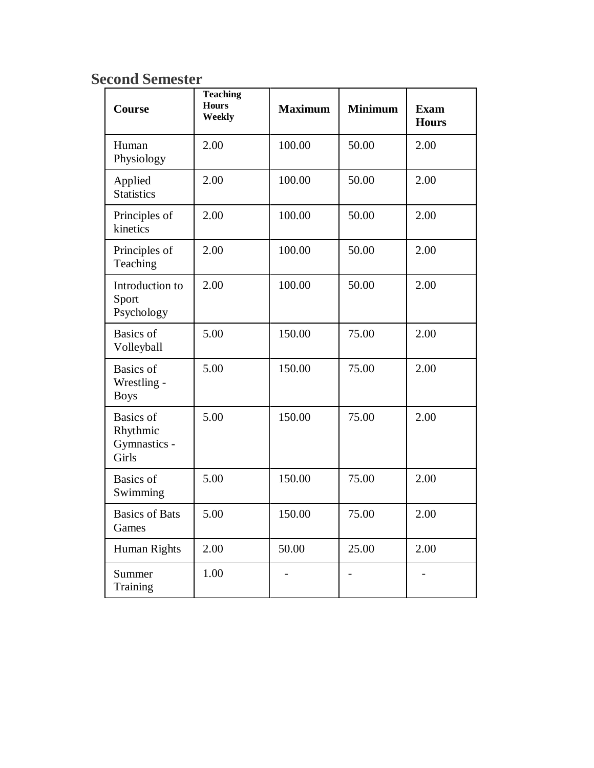## Second Semester

| Course | Teaching Hours Weekly | Maximum | Minimum | Exam Hours |
|---|---|---|---|---|
| Human Physiology | 2.00 | 100.00 | 50.00 | 2.00 |
| Applied Statistics | 2.00 | 100.00 | 50.00 | 2.00 |
| Principles of kinetics | 2.00 | 100.00 | 50.00 | 2.00 |
| Principles of Teaching | 2.00 | 100.00 | 50.00 | 2.00 |
| Introduction to Sport Psychology | 2.00 | 100.00 | 50.00 | 2.00 |
| Basics of Volleyball | 5.00 | 150.00 | 75.00 | 2.00 |
| Basics of Wrestling - Boys | 5.00 | 150.00 | 75.00 | 2.00 |
| Basics of Rhythmic Gymnastics - Girls | 5.00 | 150.00 | 75.00 | 2.00 |
| Basics of Swimming | 5.00 | 150.00 | 75.00 | 2.00 |
| Basics of Bats Games | 5.00 | 150.00 | 75.00 | 2.00 |
| Human Rights | 2.00 | 50.00 | 25.00 | 2.00 |
| Summer Training | 1.00 | - | - | - |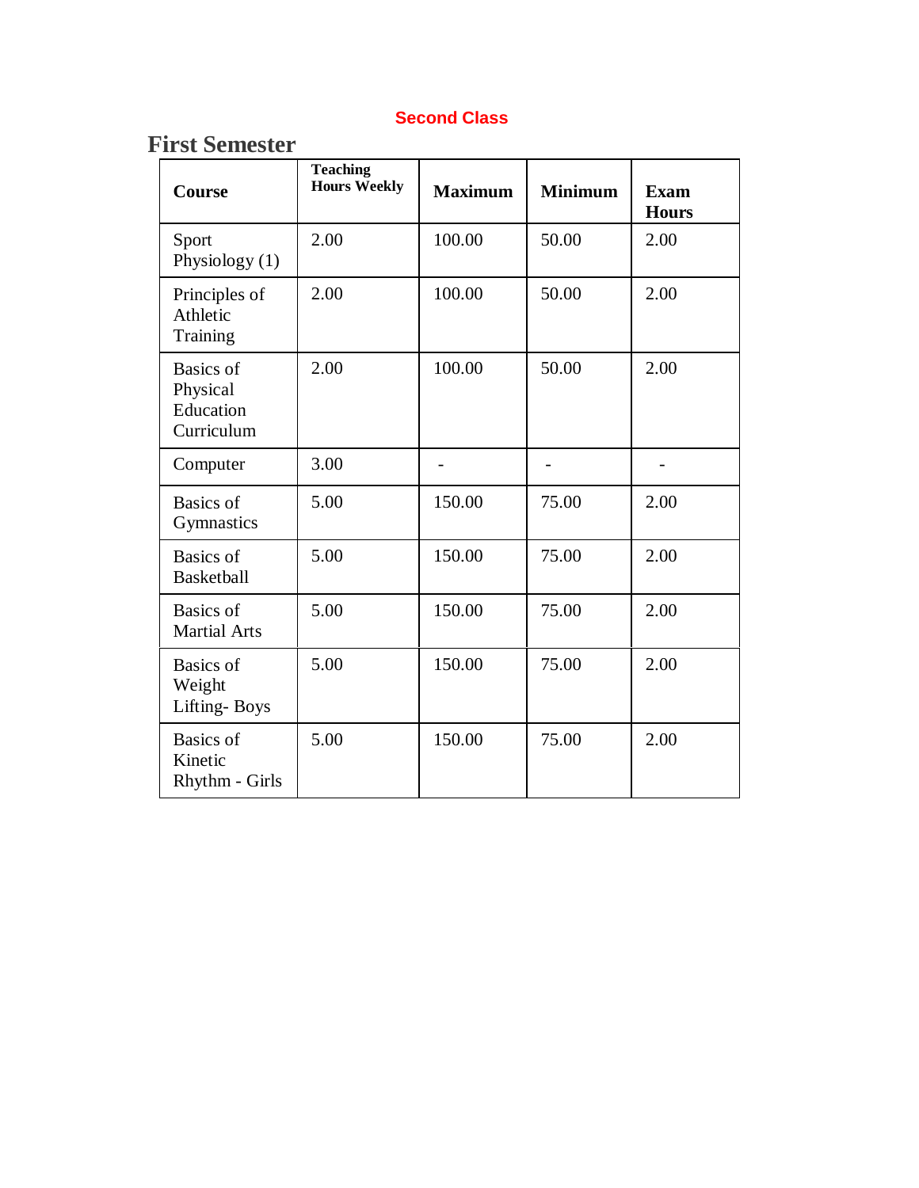**Second Class**

## First Semester

| Course | Teaching Hours Weekly | Maximum | Minimum | Exam Hours |
|---|---|---|---|---|
| Sport Physiology (1) | 2.00 | 100.00 | 50.00 | 2.00 |
| Principles of Athletic Training | 2.00 | 100.00 | 50.00 | 2.00 |
| Basics of Physical Education Curriculum | 2.00 | 100.00 | 50.00 | 2.00 |
| Computer | 3.00 | - | - | - |
| Basics of Gymnastics | 5.00 | 150.00 | 75.00 | 2.00 |
| Basics of Basketball | 5.00 | 150.00 | 75.00 | 2.00 |
| Basics of Martial Arts | 5.00 | 150.00 | 75.00 | 2.00 |
| Basics of Weight Lifting- Boys | 5.00 | 150.00 | 75.00 | 2.00 |
| Basics of Kinetic Rhythm - Girls | 5.00 | 150.00 | 75.00 | 2.00 |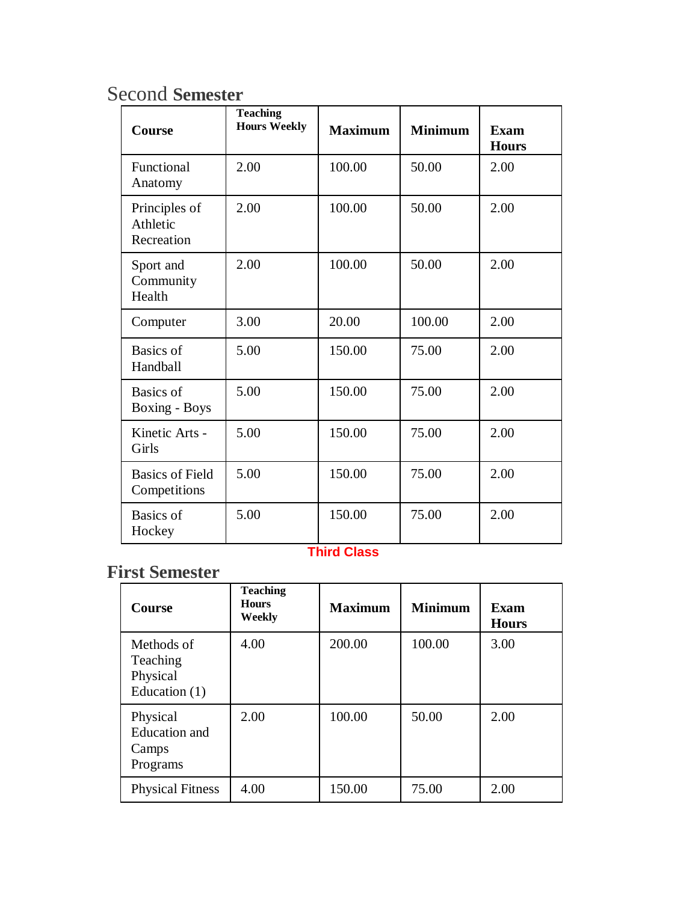## Second **Semester**

| Course | Teaching Hours Weekly | Maximum | Minimum | Exam Hours |
|---|---|---|---|---|
| Functional Anatomy | 2.00 | 100.00 | 50.00 | 2.00 |
| Principles of Athletic Recreation | 2.00 | 100.00 | 50.00 | 2.00 |
| Sport and Community Health | 2.00 | 100.00 | 50.00 | 2.00 |
| Computer | 3.00 | 20.00 | 100.00 | 2.00 |
| Basics of Handball | 5.00 | 150.00 | 75.00 | 2.00 |
| Basics of Boxing - Boys | 5.00 | 150.00 | 75.00 | 2.00 |
| Kinetic Arts - Girls | 5.00 | 150.00 | 75.00 | 2.00 |
| Basics of Field Competitions | 5.00 | 150.00 | 75.00 | 2.00 |
| Basics of Hockey | 5.00 | 150.00 | 75.00 | 2.00 |

**Third Class**

## First Semester

| Course | Teaching Hours Weekly | Maximum | Minimum | Exam Hours |
|---|---|---|---|---|
| Methods of Teaching Physical Education (1) | 4.00 | 200.00 | 100.00 | 3.00 |
| Physical Education and Camps Programs | 2.00 | 100.00 | 50.00 | 2.00 |
| Physical Fitness | 4.00 | 150.00 | 75.00 | 2.00 |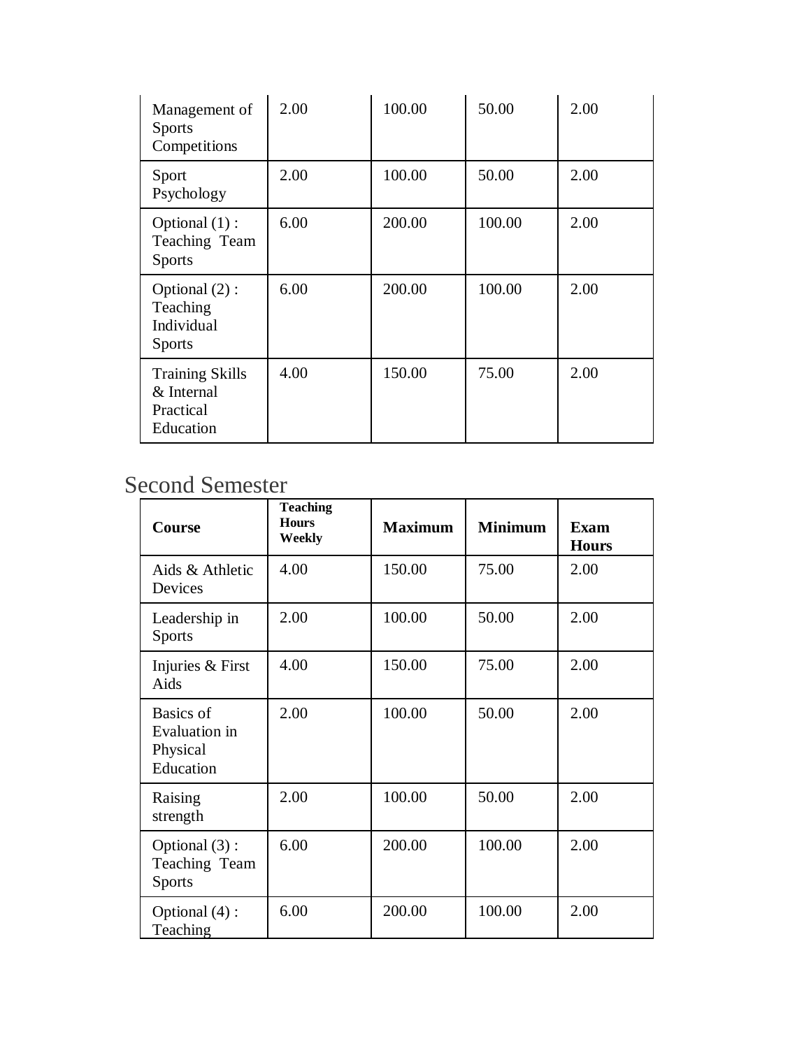| Management of Sports Competitions | 2.00 | 100.00 | 50.00 | 2.00 |
|---|---|---|---|---|
| Sport Psychology | 2.00 | 100.00 | 50.00 | 2.00 |
| Optional (1) : Teaching Team Sports | 6.00 | 200.00 | 100.00 | 2.00 |
| Optional (2) : Teaching Individual Sports | 6.00 | 200.00 | 100.00 | 2.00 |
| Training Skills & Internal Practical Education | 4.00 | 150.00 | 75.00 | 2.00 |

## Second Semester

| Course | Teaching Hours Weekly | Maximum | Minimum | Exam Hours |
|---|---|---|---|---|
| Aids & Athletic Devices | 4.00 | 150.00 | 75.00 | 2.00 |
| Leadership in Sports | 2.00 | 100.00 | 50.00 | 2.00 |
| Injuries & First Aids | 4.00 | 150.00 | 75.00 | 2.00 |
| Basics of Evaluation in Physical Education | 2.00 | 100.00 | 50.00 | 2.00 |
| Raising strength | 2.00 | 100.00 | 50.00 | 2.00 |
| Optional (3) : Teaching Team Sports | 6.00 | 200.00 | 100.00 | 2.00 |
| Optional (4) : Teaching | 6.00 | 200.00 | 100.00 | 2.00 |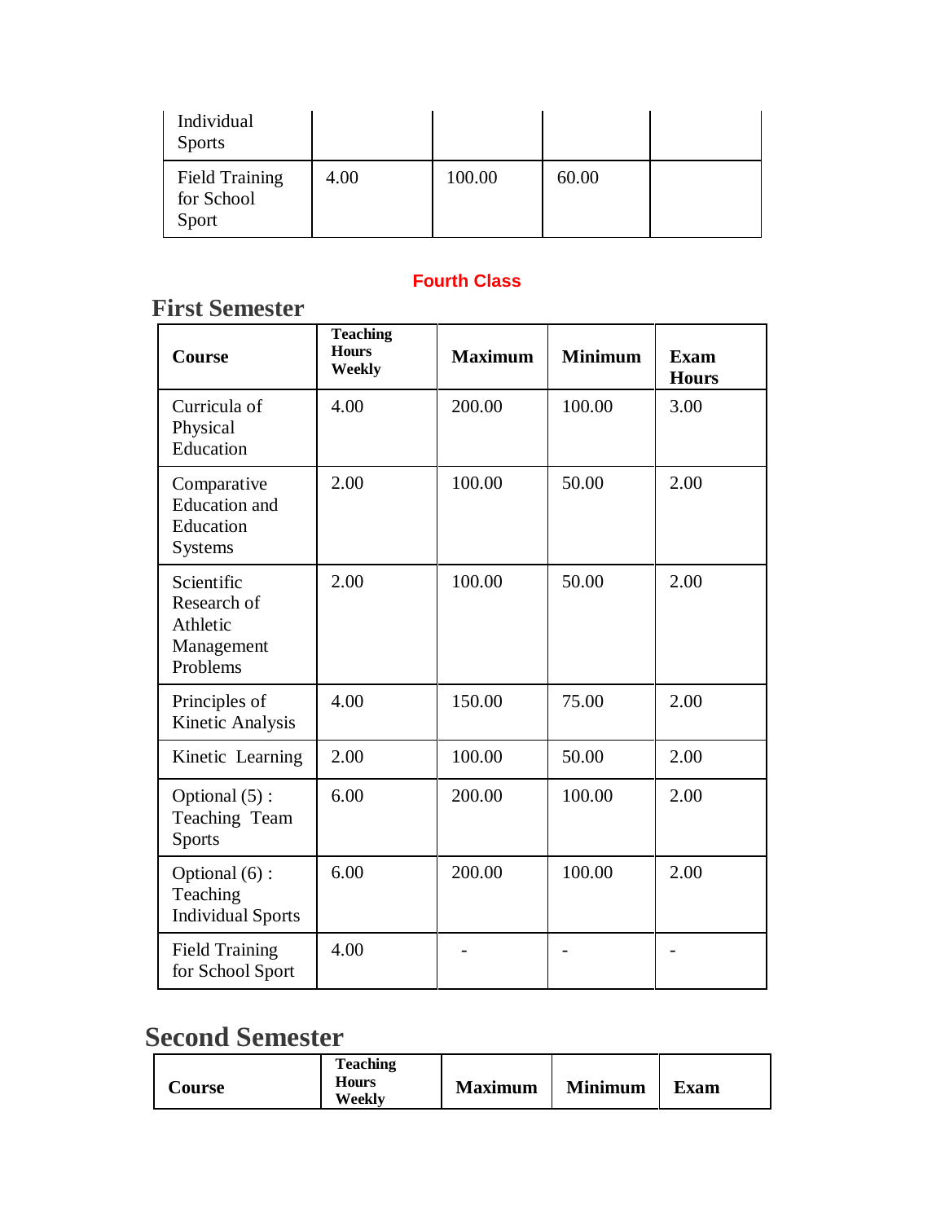| Individual Sports | | | | |
|---|---|---|---|---|
| Field Training for School Sport | 4.00 | 100.00 | 60.00 | |

**Fourth Class**

## First Semester

| Course | Teaching Hours Weekly | Maximum | Minimum | Exam Hours |
|---|---|---|---|---|
| Curricula of Physical Education | 4.00 | 200.00 | 100.00 | 3.00 |
| Comparative Education and Education Systems | 2.00 | 100.00 | 50.00 | 2.00 |
| Scientific Research of Athletic Management Problems | 2.00 | 100.00 | 50.00 | 2.00 |
| Principles of Kinetic Analysis | 4.00 | 150.00 | 75.00 | 2.00 |
| Kinetic Learning | 2.00 | 100.00 | 50.00 | 2.00 |
| Optional (5) : Teaching Team Sports | 6.00 | 200.00 | 100.00 | 2.00 |
| Optional (6) : Teaching Individual Sports | 6.00 | 200.00 | 100.00 | 2.00 |
| Field Training for School Sport | 4.00 | - | - | - |

## Second Semester

| Course | Teaching Hours Weekly | Maximum | Minimum | Exam |
|---|---|---|---|---|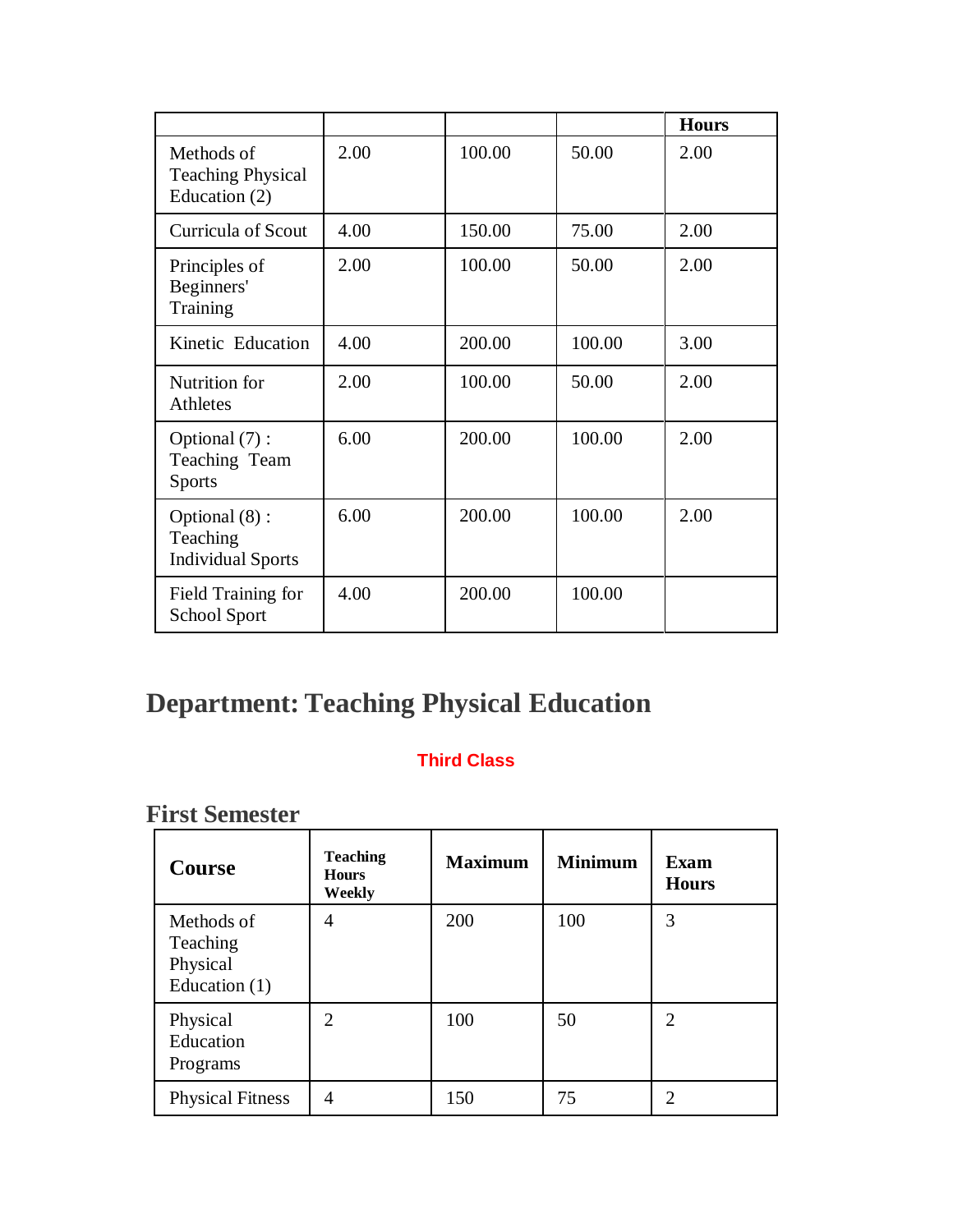| | | | | Hours |
|---|---|---|---|---|
| Methods of Teaching Physical Education (2) | 2.00 | 100.00 | 50.00 | 2.00 |
| Curricula of Scout | 4.00 | 150.00 | 75.00 | 2.00 |
| Principles of Beginners' Training | 2.00 | 100.00 | 50.00 | 2.00 |
| Kinetic Education | 4.00 | 200.00 | 100.00 | 3.00 |
| Nutrition for Athletes | 2.00 | 100.00 | 50.00 | 2.00 |
| Optional (7) : Teaching Team Sports | 6.00 | 200.00 | 100.00 | 2.00 |
| Optional (8) : Teaching Individual Sports | 6.00 | 200.00 | 100.00 | 2.00 |
| Field Training for School Sport | 4.00 | 200.00 | 100.00 | |

# Department: Teaching Physical Education

**Third Class**

## First Semester

| Course | Teaching Hours Weekly | Maximum | Minimum | Exam Hours |
|---|---|---|---|---|
| Methods of Teaching Physical Education (1) | 4 | 200 | 100 | 3 |
| Physical Education Programs | 2 | 100 | 50 | 2 |
| Physical Fitness | 4 | 150 | 75 | 2 |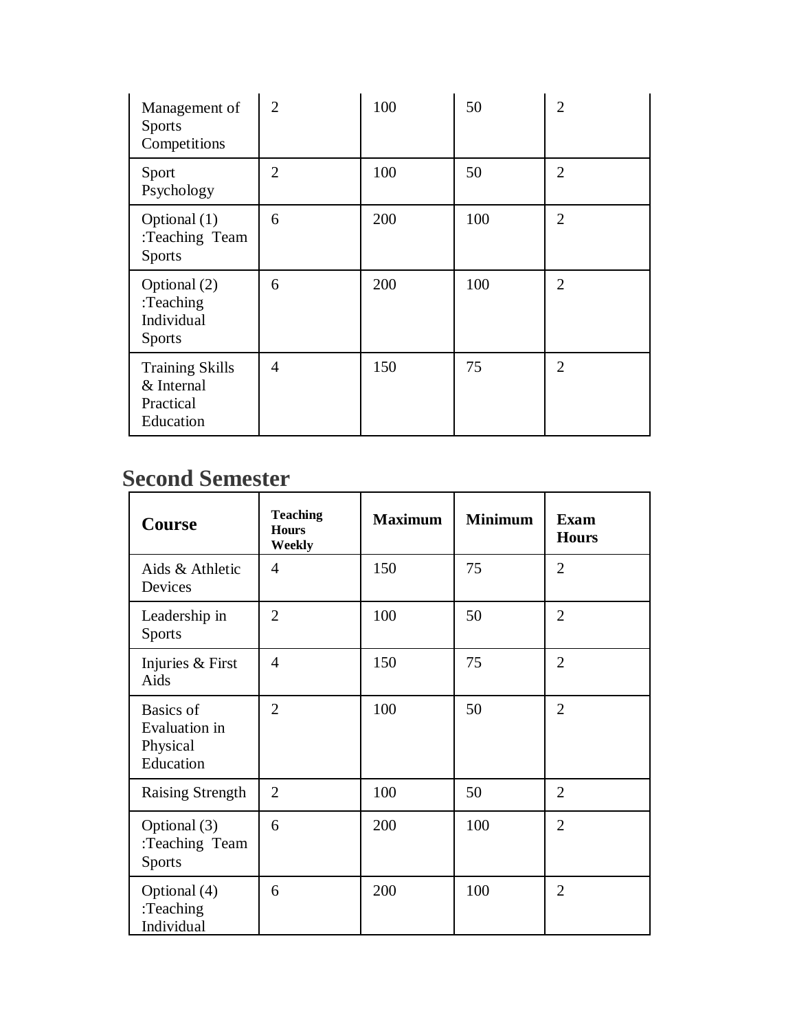| Management of Sports Competitions | 2 | 100 | 50 | 2 |
|---|---|---|---|---|
| Sport Psychology | 2 | 100 | 50 | 2 |
| Optional (1) :Teaching Team Sports | 6 | 200 | 100 | 2 |
| Optional (2) :Teaching Individual Sports | 6 | 200 | 100 | 2 |
| Training Skills & Internal Practical Education | 4 | 150 | 75 | 2 |

## Second Semester

| Course | Teaching Hours Weekly | Maximum | Minimum | Exam Hours |
|---|---|---|---|---|
| Aids & Athletic Devices | 4 | 150 | 75 | 2 |
| Leadership in Sports | 2 | 100 | 50 | 2 |
| Injuries & First Aids | 4 | 150 | 75 | 2 |
| Basics of Evaluation in Physical Education | 2 | 100 | 50 | 2 |
| Raising Strength | 2 | 100 | 50 | 2 |
| Optional (3) :Teaching Team Sports | 6 | 200 | 100 | 2 |
| Optional (4) :Teaching Individual | 6 | 200 | 100 | 2 |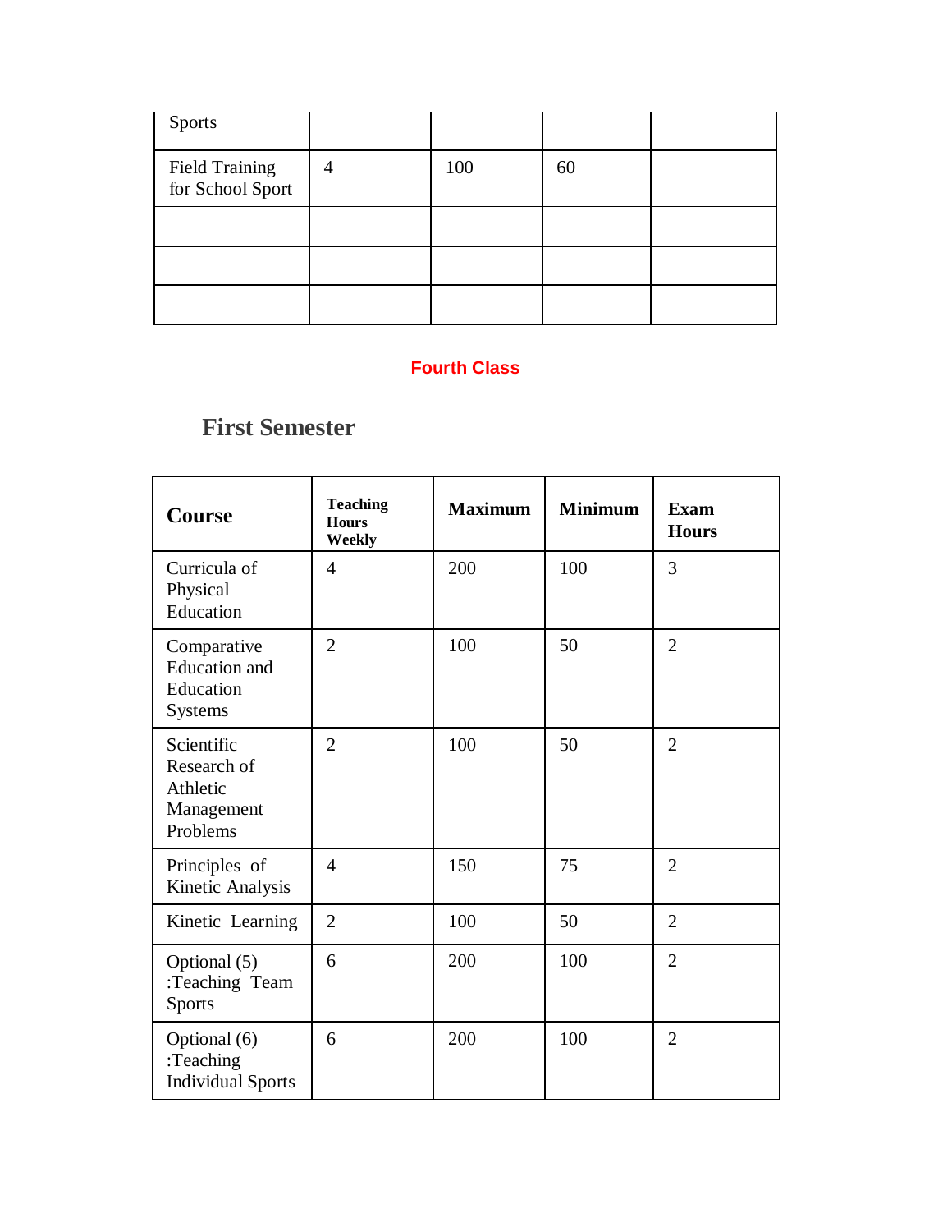| | | | | |
|---|---|---|---|---|
| Sports | | | | |
| Field Training for School Sport | 4 | 100 | 60 | |
| | | | | |
| | | | | |
| | | | | |

## Fourth Class

### First Semester

| Course | Teaching Hours Weekly | Maximum | Minimum | Exam Hours |
|---|---|---|---|---|
| Curricula of Physical Education | 4 | 200 | 100 | 3 |
| Comparative Education and Education Systems | 2 | 100 | 50 | 2 |
| Scientific Research of Athletic Management Problems | 2 | 100 | 50 | 2 |
| Principles of Kinetic Analysis | 4 | 150 | 75 | 2 |
| Kinetic Learning | 2 | 100 | 50 | 2 |
| Optional (5) :Teaching Team Sports | 6 | 200 | 100 | 2 |
| Optional (6) :Teaching Individual Sports | 6 | 200 | 100 | 2 |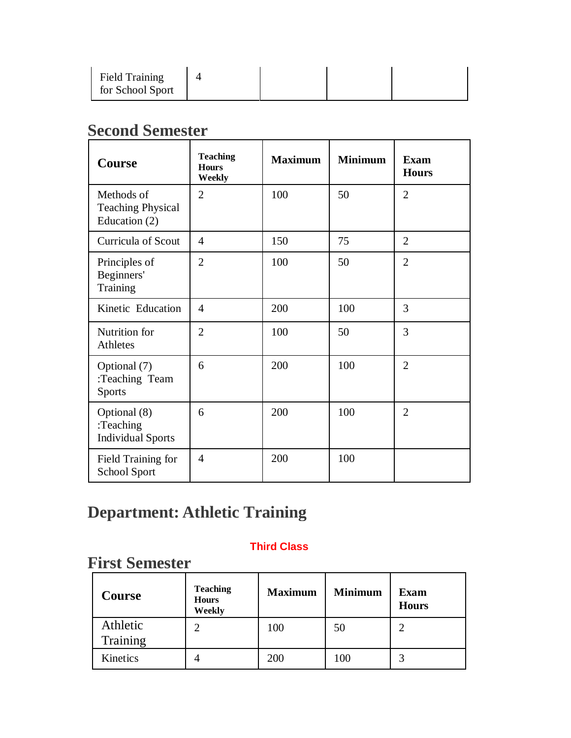| Field Training for School Sport | 4 | | | |
|---|---|---|---|---|

## Second Semester

| Course | Teaching Hours Weekly | Maximum | Minimum | Exam Hours |
|---|---|---|---|---|
| Methods of Teaching Physical Education (2) | 2 | 100 | 50 | 2 |
| Curricula of Scout | 4 | 150 | 75 | 2 |
| Principles of Beginners' Training | 2 | 100 | 50 | 2 |
| Kinetic Education | 4 | 200 | 100 | 3 |
| Nutrition for Athletes | 2 | 100 | 50 | 3 |
| Optional (7) :Teaching Team Sports | 6 | 200 | 100 | 2 |
| Optional (8) :Teaching Individual Sports | 6 | 200 | 100 | 2 |
| Field Training for School Sport | 4 | 200 | 100 | |

# Department: Athletic Training

**Third Class**

## First Semester

| Course | Teaching Hours Weekly | Maximum | Minimum | Exam Hours |
|---|---|---|---|---|
| Athletic Training | 2 | 100 | 50 | 2 |
| Kinetics | 4 | 200 | 100 | 3 |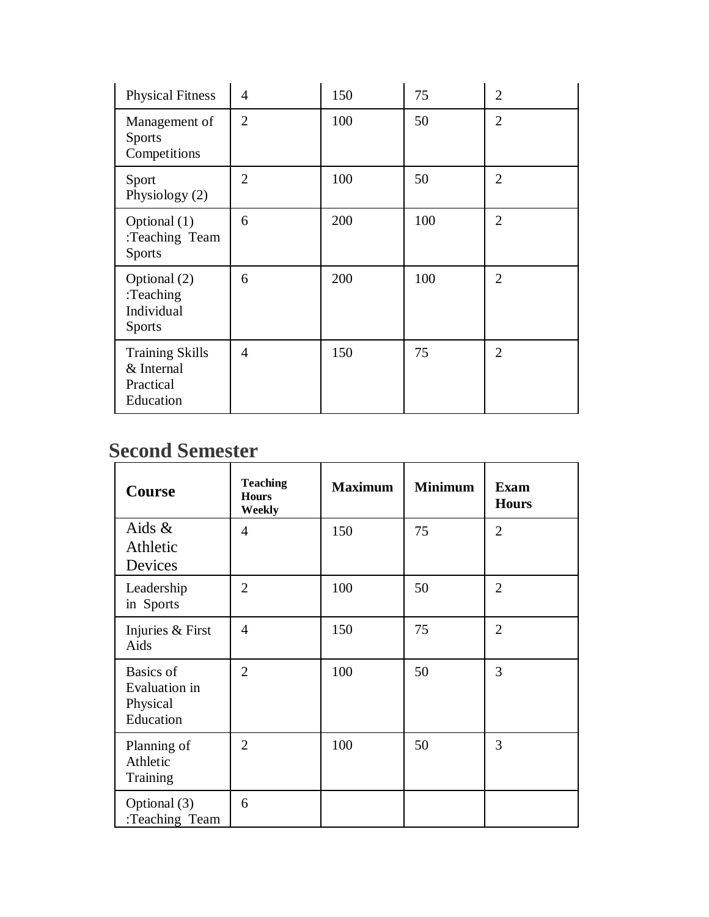| Physical Fitness | 4 | 150 | 75 | 2 |
|---|---|---|---|---|
| Management of Sports Competitions | 2 | 100 | 50 | 2 |
| Sport Physiology (2) | 2 | 100 | 50 | 2 |
| Optional (1) :Teaching Team Sports | 6 | 200 | 100 | 2 |
| Optional (2) :Teaching Individual Sports | 6 | 200 | 100 | 2 |
| Training Skills & Internal Practical Education | 4 | 150 | 75 | 2 |

## Second Semester

| Course | Teaching Hours Weekly | Maximum | Minimum | Exam Hours |
|---|---|---|---|---|
| Aids & Athletic Devices | 4 | 150 | 75 | 2 |
| Leadership in Sports | 2 | 100 | 50 | 2 |
| Injuries & First Aids | 4 | 150 | 75 | 2 |
| Basics of Evaluation in Physical Education | 2 | 100 | 50 | 3 |
| Planning of Athletic Training | 2 | 100 | 50 | 3 |
| Optional (3) :Teaching Team | 6 | | | |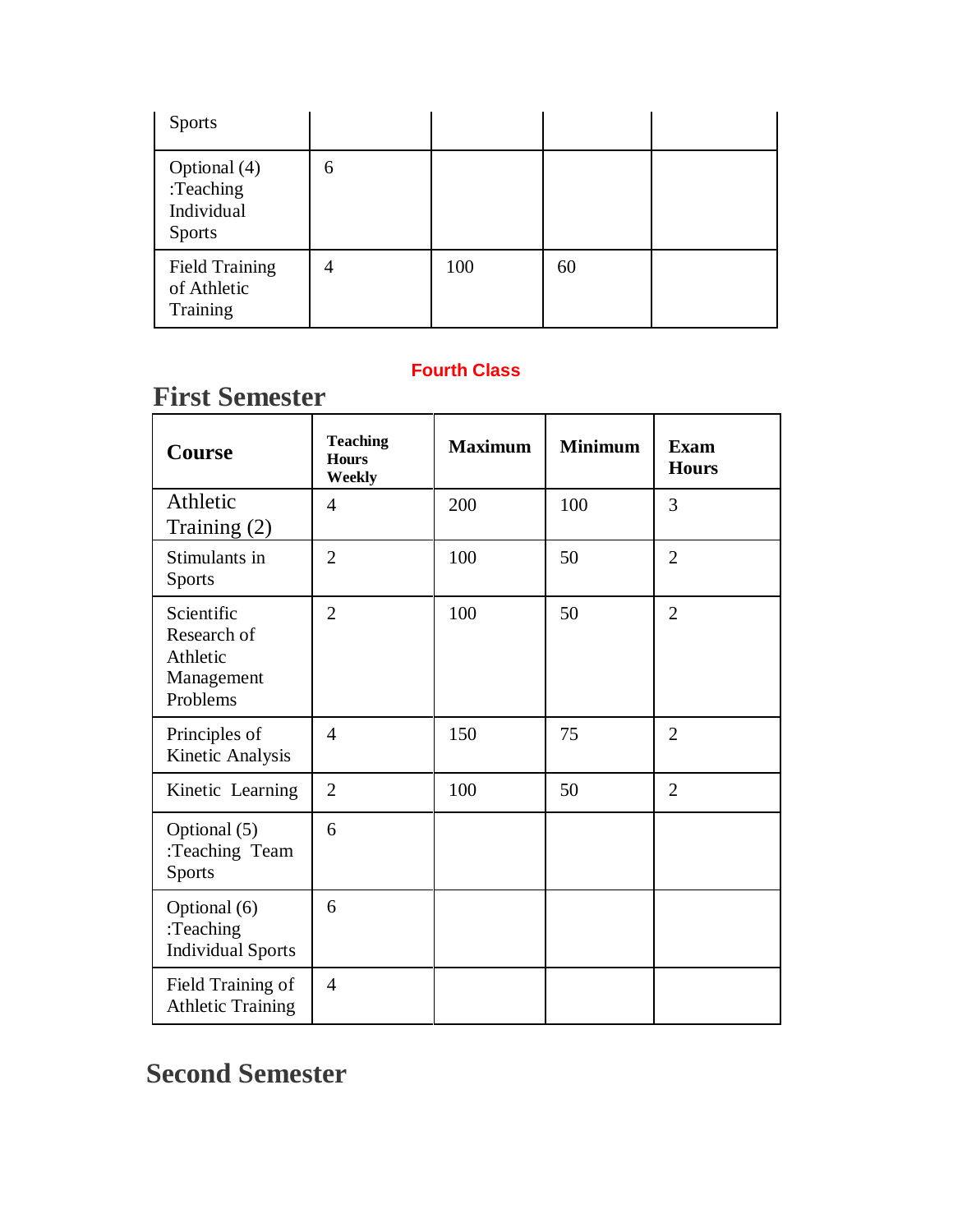| Sports | | | | |
|---|---|---|---|---|
| Optional (4) :Teaching Individual Sports | 6 | | | |
| Field Training of Athletic Training | 4 | 100 | 60 | |

**Fourth Class**

# First Semester

| Course | Teaching Hours Weekly | Maximum | Minimum | Exam Hours |
|---|---|---|---|---|
| Athletic Training (2) | 4 | 200 | 100 | 3 |
| Stimulants in Sports | 2 | 100 | 50 | 2 |
| Scientific Research of Athletic Management Problems | 2 | 100 | 50 | 2 |
| Principles of Kinetic Analysis | 4 | 150 | 75 | 2 |
| Kinetic Learning | 2 | 100 | 50 | 2 |
| Optional (5) :Teaching Team Sports | 6 | | | |
| Optional (6) :Teaching Individual Sports | 6 | | | |
| Field Training of Athletic Training | 4 | | | |

# Second Semester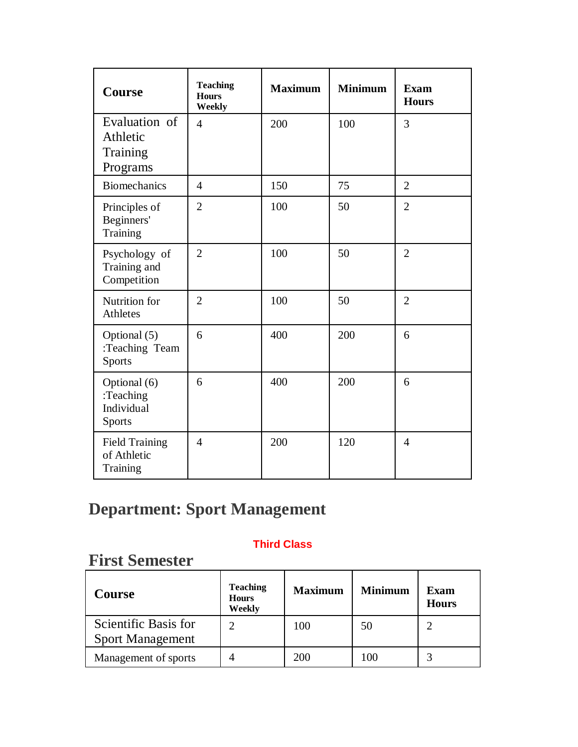| Course | Teaching Hours Weekly | Maximum | Minimum | Exam Hours |
|---|---|---|---|---|
| Evaluation of Athletic Training Programs | 4 | 200 | 100 | 3 |
| Biomechanics | 4 | 150 | 75 | 2 |
| Principles of Beginners' Training | 2 | 100 | 50 | 2 |
| Psychology of Training and Competition | 2 | 100 | 50 | 2 |
| Nutrition for Athletes | 2 | 100 | 50 | 2 |
| Optional (5) :Teaching Team Sports | 6 | 400 | 200 | 6 |
| Optional (6) :Teaching Individual Sports | 6 | 400 | 200 | 6 |
| Field Training of Athletic Training | 4 | 200 | 120 | 4 |

## Department: Sport Management

**Third Class**

## First Semester

| Course | Teaching Hours Weekly | Maximum | Minimum | Exam Hours |
|---|---|---|---|---|
| Scientific Basis for Sport Management | 2 | 100 | 50 | 2 |
| Management of sports | 4 | 200 | 100 | 3 |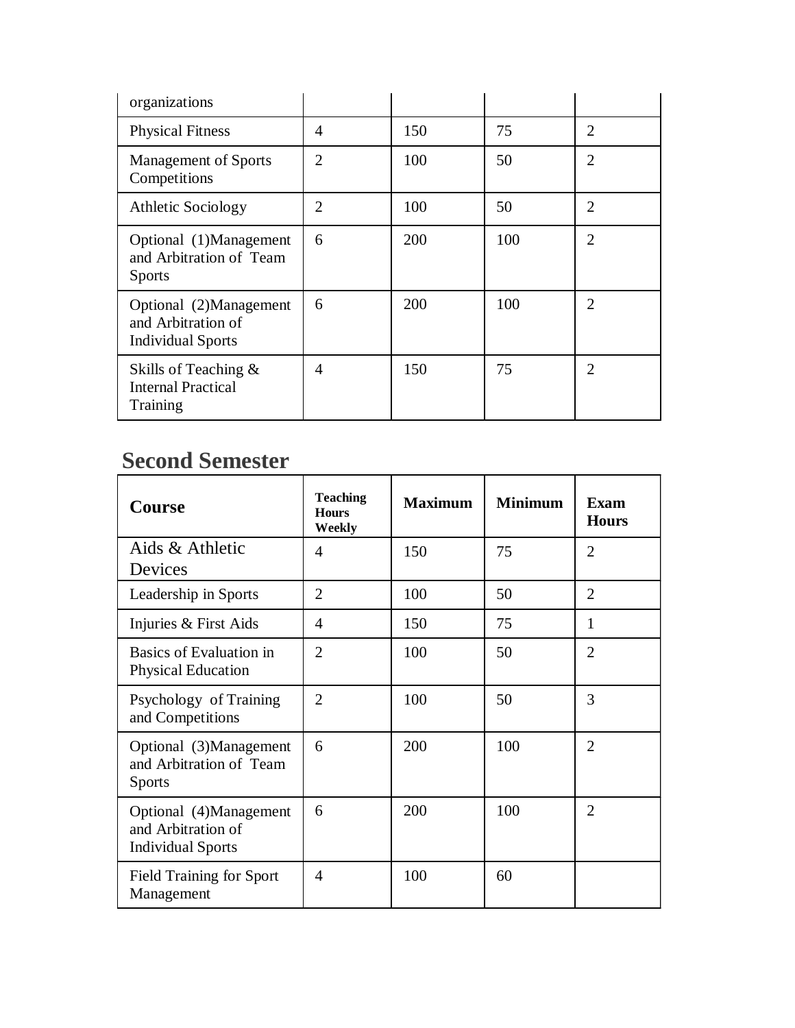| organizations | | | | |
|---|---|---|---|---|
| Physical Fitness | 4 | 150 | 75 | 2 |
| Management of Sports Competitions | 2 | 100 | 50 | 2 |
| Athletic Sociology | 2 | 100 | 50 | 2 |
| Optional (1)Management and Arbitration of Team Sports | 6 | 200 | 100 | 2 |
| Optional (2)Management and Arbitration of Individual Sports | 6 | 200 | 100 | 2 |
| Skills of Teaching & Internal Practical Training | 4 | 150 | 75 | 2 |

## Second Semester

| Course | Teaching Hours Weekly | Maximum | Minimum | Exam Hours |
|---|---|---|---|---|
| Aids & Athletic Devices | 4 | 150 | 75 | 2 |
| Leadership in Sports | 2 | 100 | 50 | 2 |
| Injuries & First Aids | 4 | 150 | 75 | 1 |
| Basics of Evaluation in Physical Education | 2 | 100 | 50 | 2 |
| Psychology of Training and Competitions | 2 | 100 | 50 | 3 |
| Optional (3)Management and Arbitration of Team Sports | 6 | 200 | 100 | 2 |
| Optional (4)Management and Arbitration of Individual Sports | 6 | 200 | 100 | 2 |
| Field Training for Sport Management | 4 | 100 | 60 | |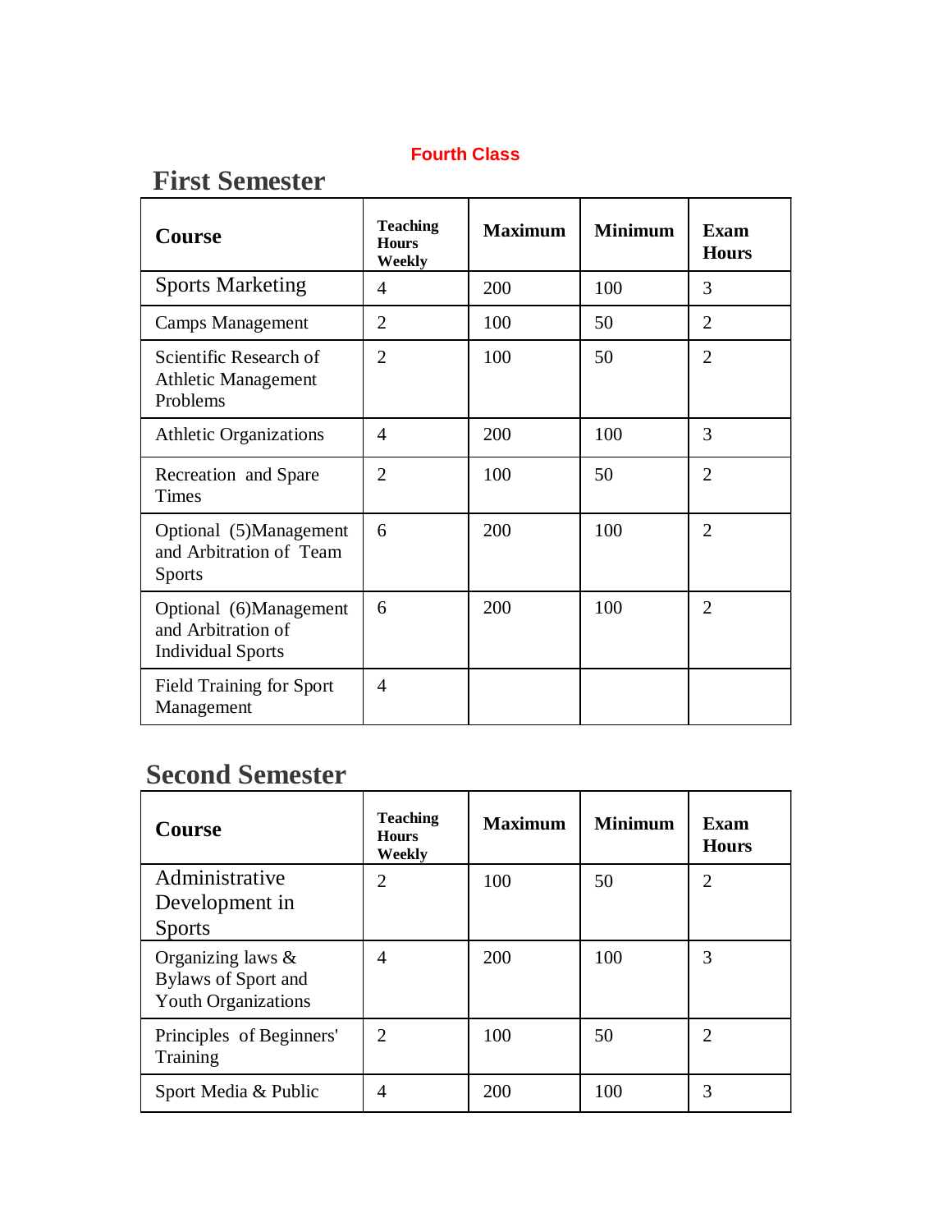**Fourth Class**

## First Semester

| Course | Teaching Hours Weekly | Maximum | Minimum | Exam Hours |
|---|---|---|---|---|
| Sports Marketing | 4 | 200 | 100 | 3 |
| Camps Management | 2 | 100 | 50 | 2 |
| Scientific Research of Athletic Management Problems | 2 | 100 | 50 | 2 |
| Athletic Organizations | 4 | 200 | 100 | 3 |
| Recreation and Spare Times | 2 | 100 | 50 | 2 |
| Optional (5)Management and Arbitration of Team Sports | 6 | 200 | 100 | 2 |
| Optional (6)Management and Arbitration of Individual Sports | 6 | 200 | 100 | 2 |
| Field Training for Sport Management | 4 | | | |

## Second Semester

| Course | Teaching Hours Weekly | Maximum | Minimum | Exam Hours |
|---|---|---|---|---|
| Administrative Development in Sports | 2 | 100 | 50 | 2 |
| Organizing laws & Bylaws of Sport and Youth Organizations | 4 | 200 | 100 | 3 |
| Principles of Beginners' Training | 2 | 100 | 50 | 2 |
| Sport Media & Public | 4 | 200 | 100 | 3 |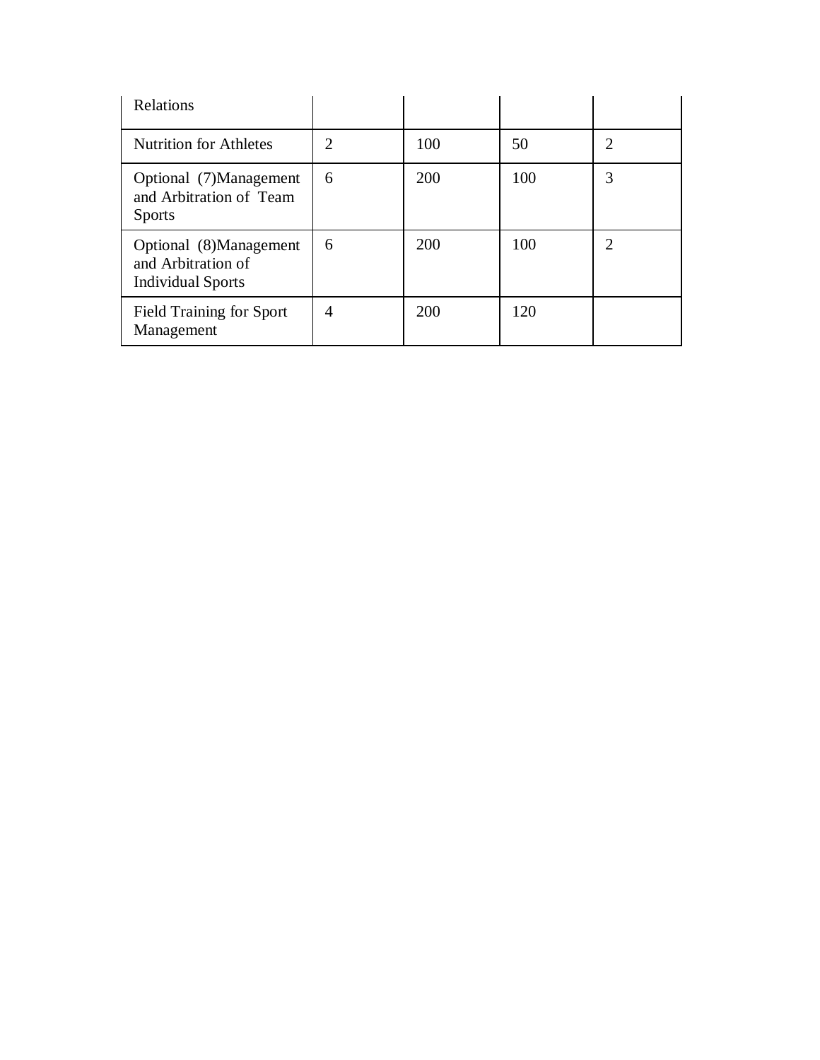| | | | | |
|---|---|---|---|---|
| Relations | | | | |
| Nutrition for Athletes | 2 | 100 | 50 | 2 |
| Optional (7)Management and Arbitration of Team Sports | 6 | 200 | 100 | 3 |
| Optional (8)Management and Arbitration of Individual Sports | 6 | 200 | 100 | 2 |
| Field Training for Sport Management | 4 | 200 | 120 | |